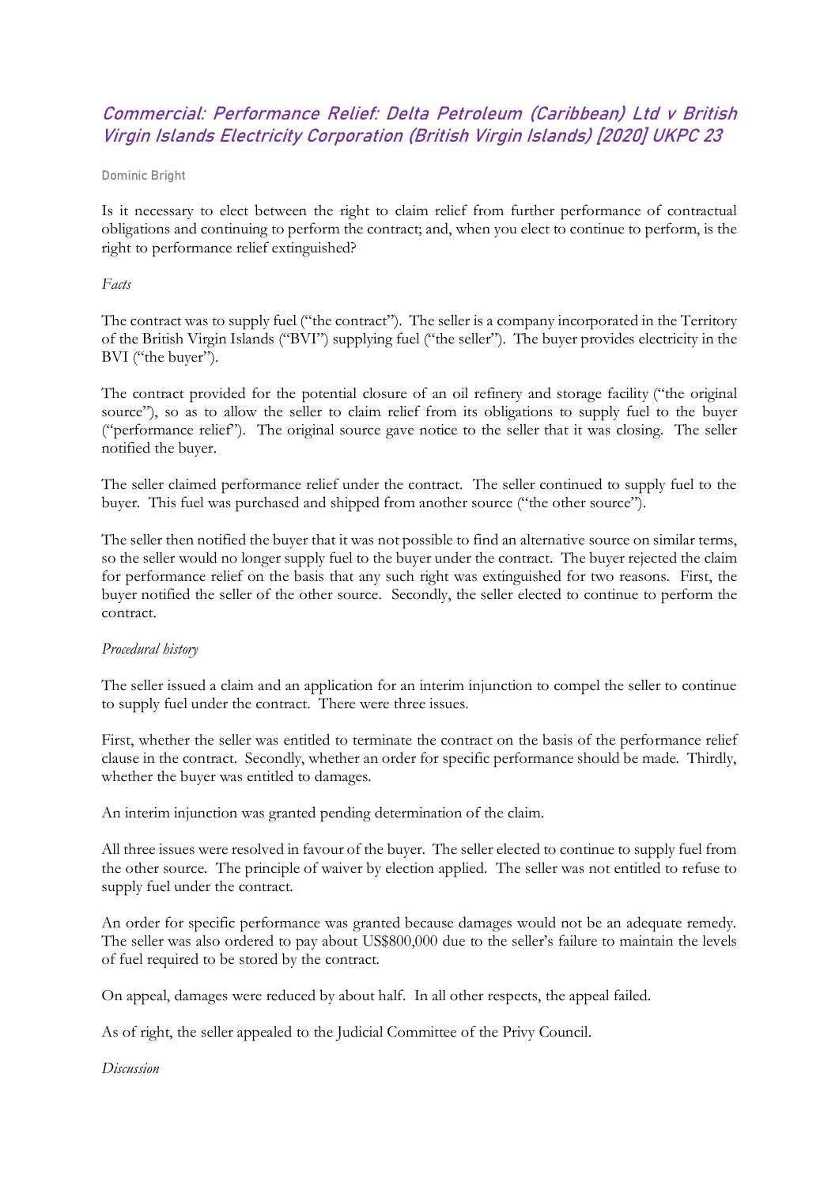# *Commercial: Performance Relief: Delta Petroleum (Caribbean) Ltd v British Virgin Islands Electricity Corporation (British Virgin Islands) [2020] UKPC 23*

Dominic Bright

Is it necessary to elect between the right to claim relief from further performance of contractual obligations and continuing to perform the contract; and, when you elect to continue to perform, is the right to performance relief extinguished?

*Facts*

The contract was to supply fuel ("the contract"). The seller is a company incorporated in the Territory of the British Virgin Islands ("BVI") supplying fuel ("the seller"). The buyer provides electricity in the BVI ("the buyer").

The contract provided for the potential closure of an oil refinery and storage facility ("the original source"), so as to allow the seller to claim relief from its obligations to supply fuel to the buyer ("performance relief"). The original source gave notice to the seller that it was closing. The seller notified the buyer.

The seller claimed performance relief under the contract. The seller continued to supply fuel to the buyer. This fuel was purchased and shipped from another source ("the other source").

The seller then notified the buyer that it was not possible to find an alternative source on similar terms, so the seller would no longer supply fuel to the buyer under the contract. The buyer rejected the claim for performance relief on the basis that any such right was extinguished for two reasons. First, the buyer notified the seller of the other source. Secondly, the seller elected to continue to perform the contract.

*Procedural history*

The seller issued a claim and an application for an interim injunction to compel the seller to continue to supply fuel under the contract. There were three issues.

First, whether the seller was entitled to terminate the contract on the basis of the performance relief clause in the contract. Secondly, whether an order for specific performance should be made. Thirdly, whether the buyer was entitled to damages.

An interim injunction was granted pending determination of the claim.

All three issues were resolved in favour of the buyer. The seller elected to continue to supply fuel from the other source. The principle of waiver by election applied. The seller was not entitled to refuse to supply fuel under the contract.

An order for specific performance was granted because damages would not be an adequate remedy. The seller was also ordered to pay about US$800,000 due to the seller's failure to maintain the levels of fuel required to be stored by the contract.

On appeal, damages were reduced by about half. In all other respects, the appeal failed.

As of right, the seller appealed to the Judicial Committee of the Privy Council.

*Discussion*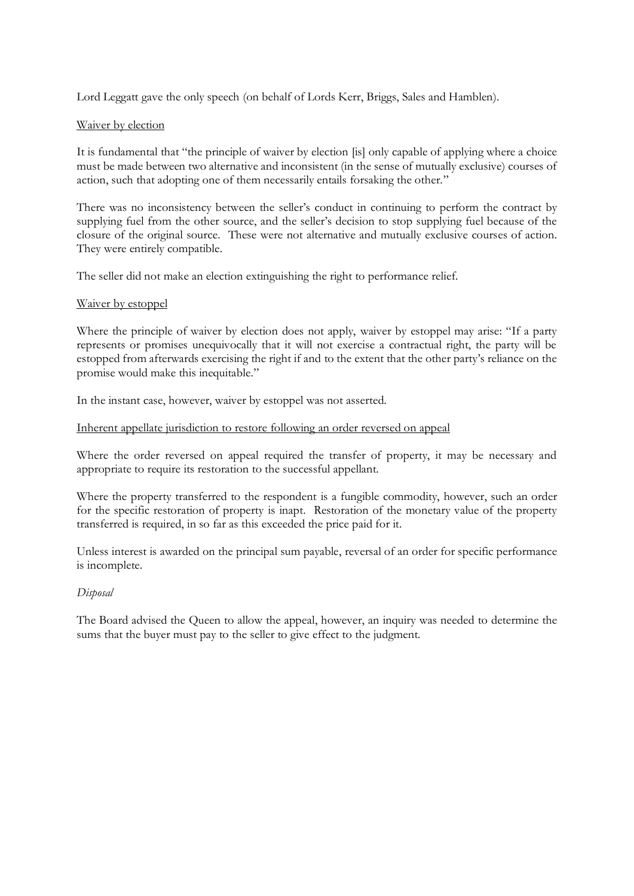Lord Leggatt gave the only speech (on behalf of Lords Kerr, Briggs, Sales and Hamblen).

Waiver by election

It is fundamental that "the principle of waiver by election [is] only capable of applying where a choice must be made between two alternative and inconsistent (in the sense of mutually exclusive) courses of action, such that adopting one of them necessarily entails forsaking the other."

There was no inconsistency between the seller's conduct in continuing to perform the contract by supplying fuel from the other source, and the seller's decision to stop supplying fuel because of the closure of the original source. These were not alternative and mutually exclusive courses of action. They were entirely compatible.

The seller did not make an election extinguishing the right to performance relief.

Waiver by estoppel

Where the principle of waiver by election does not apply, waiver by estoppel may arise: "If a party represents or promises unequivocally that it will not exercise a contractual right, the party will be estopped from afterwards exercising the right if and to the extent that the other party's reliance on the promise would make this inequitable."

In the instant case, however, waiver by estoppel was not asserted.

Inherent appellate jurisdiction to restore following an order reversed on appeal

Where the order reversed on appeal required the transfer of property, it may be necessary and appropriate to require its restoration to the successful appellant.

Where the property transferred to the respondent is a fungible commodity, however, such an order for the specific restoration of property is inapt. Restoration of the monetary value of the property transferred is required, in so far as this exceeded the price paid for it.

Unless interest is awarded on the principal sum payable, reversal of an order for specific performance is incomplete.

*Disposal*

The Board advised the Queen to allow the appeal, however, an inquiry was needed to determine the sums that the buyer must pay to the seller to give effect to the judgment.